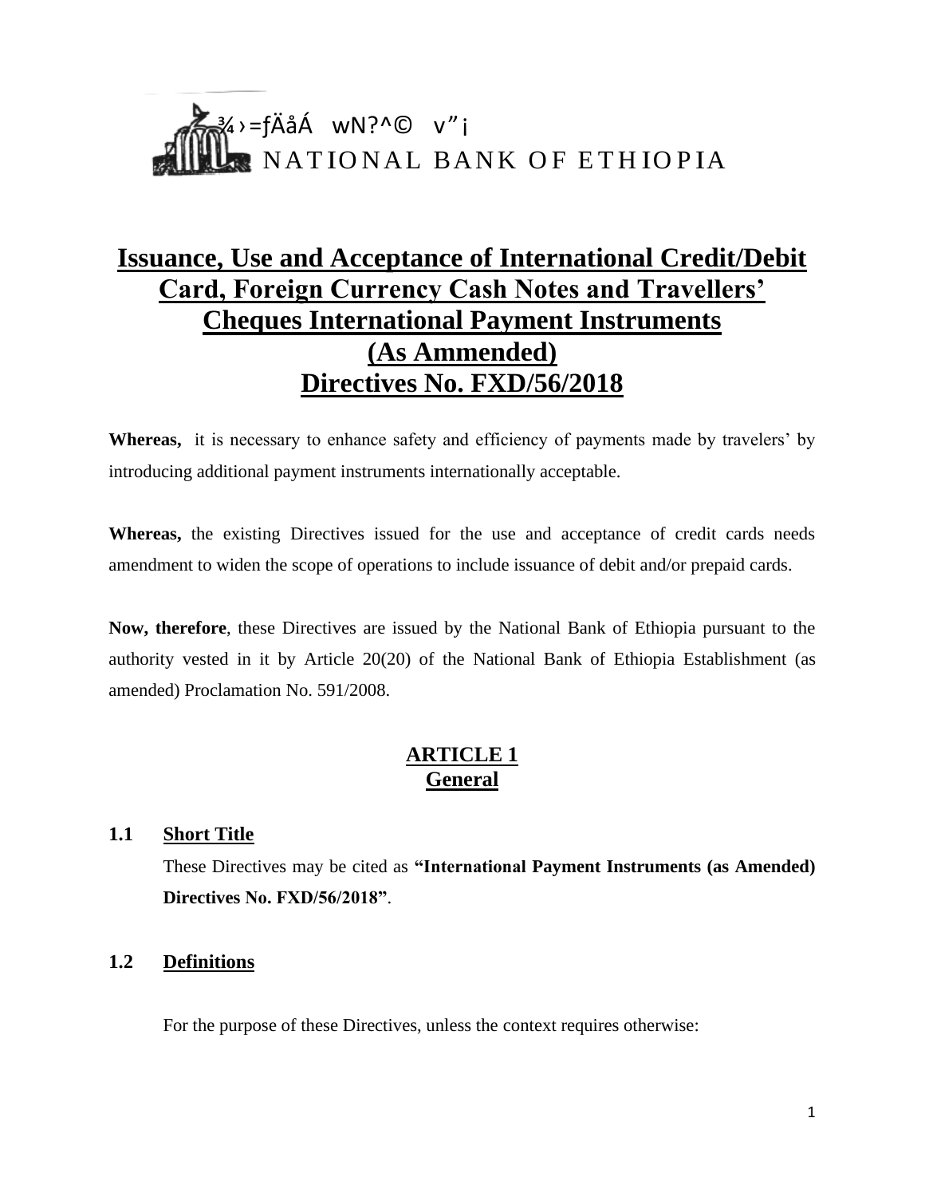¾›=ƒÄåÁ wN?^© v"¡

NATIONAL BANK OF ETHIOPIA

# Issuance, Use and Acceptance of International Credit/Debit Card, Foreign Currency Cash Notes and Travellers' Cheques International Payment Instruments (As Ammended) Directives No. FXD/56/2018

**Whereas,** it is necessary to enhance safety and efficiency of payments made by travelers' by introducing additional payment instruments internationally acceptable.

**Whereas,** the existing Directives issued for the use and acceptance of credit cards needs amendment to widen the scope of operations to include issuance of debit and/or prepaid cards.

**Now, therefore**, these Directives are issued by the National Bank of Ethiopia pursuant to the authority vested in it by Article 20(20) of the National Bank of Ethiopia Establishment (as amended) Proclamation No. 591/2008.

## ARTICLE 1
## General

### 1.1 Short Title

These Directives may be cited as **"International Payment Instruments (as Amended) Directives No. FXD/56/2018"**.

### 1.2 Definitions

For the purpose of these Directives, unless the context requires otherwise: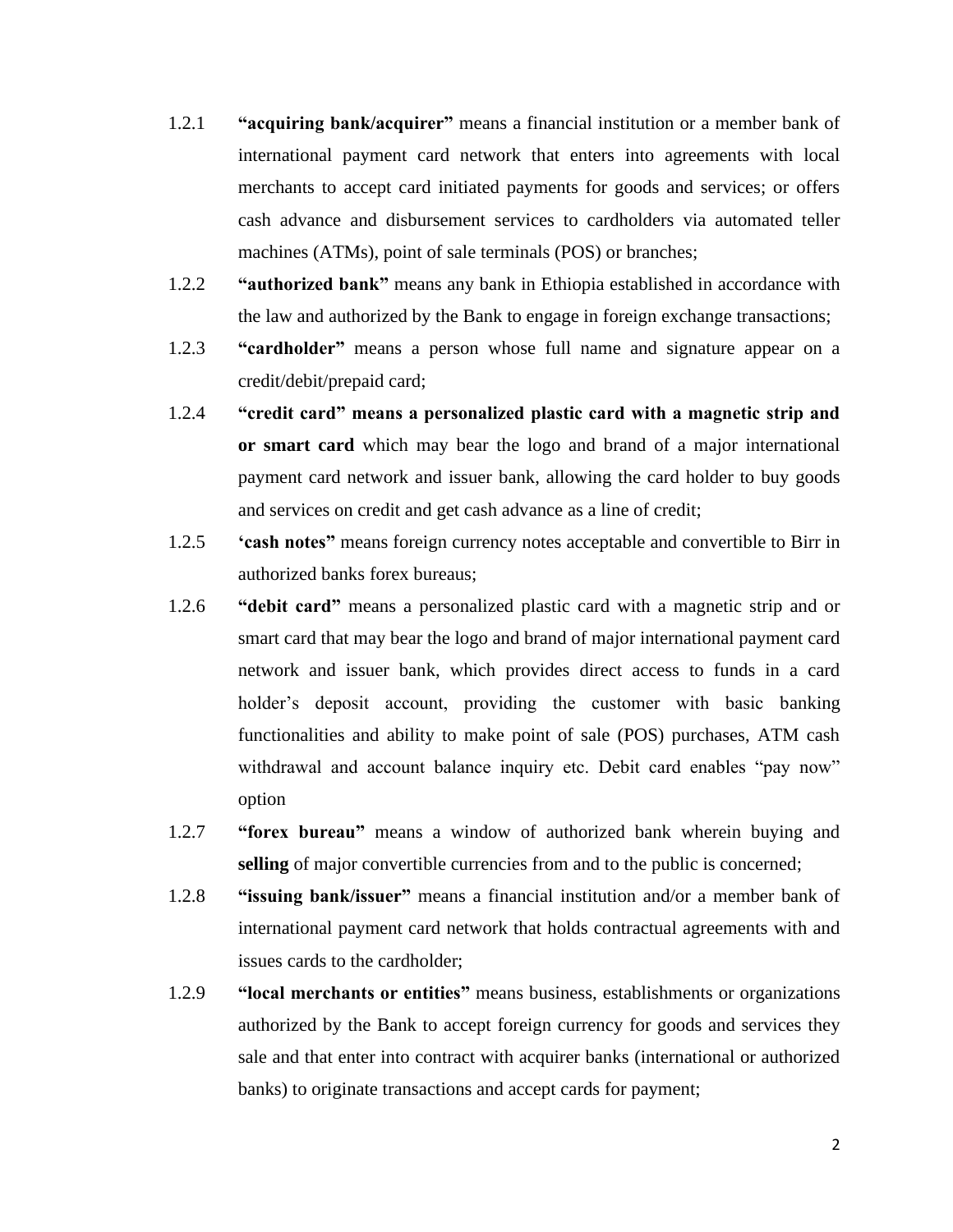1.2.1 **"acquiring bank/acquirer"** means a financial institution or a member bank of international payment card network that enters into agreements with local merchants to accept card initiated payments for goods and services; or offers cash advance and disbursement services to cardholders via automated teller machines (ATMs), point of sale terminals (POS) or branches;

1.2.2 **"authorized bank"** means any bank in Ethiopia established in accordance with the law and authorized by the Bank to engage in foreign exchange transactions;

1.2.3 **"cardholder"** means a person whose full name and signature appear on a credit/debit/prepaid card;

1.2.4 **"credit card" means a personalized plastic card with a magnetic strip and or smart card** which may bear the logo and brand of a major international payment card network and issuer bank, allowing the card holder to buy goods and services on credit and get cash advance as a line of credit;

1.2.5 **'cash notes"** means foreign currency notes acceptable and convertible to Birr in authorized banks forex bureaus;

1.2.6 **"debit card"** means a personalized plastic card with a magnetic strip and or smart card that may bear the logo and brand of major international payment card network and issuer bank, which provides direct access to funds in a card holder's deposit account, providing the customer with basic banking functionalities and ability to make point of sale (POS) purchases, ATM cash withdrawal and account balance inquiry etc. Debit card enables "pay now" option

1.2.7 **"forex bureau"** means a window of authorized bank wherein buying and **selling** of major convertible currencies from and to the public is concerned;

1.2.8 **"issuing bank/issuer"** means a financial institution and/or a member bank of international payment card network that holds contractual agreements with and issues cards to the cardholder;

1.2.9 **"local merchants or entities"** means business, establishments or organizations authorized by the Bank to accept foreign currency for goods and services they sale and that enter into contract with acquirer banks (international or authorized banks) to originate transactions and accept cards for payment;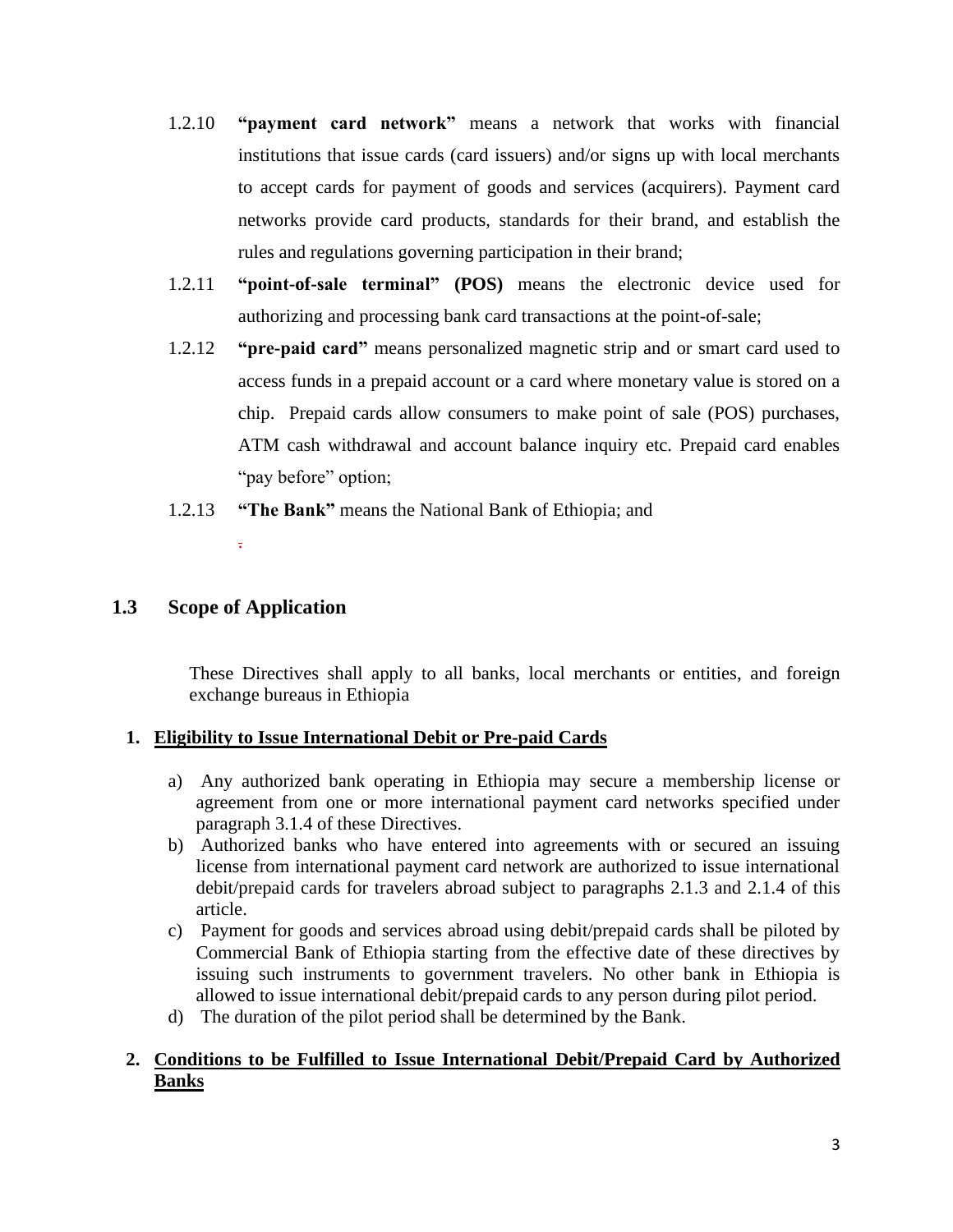1.2.10 **“payment card network”** means a network that works with financial institutions that issue cards (card issuers) and/or signs up with local merchants to accept cards for payment of goods and services (acquirers). Payment card networks provide card products, standards for their brand, and establish the rules and regulations governing participation in their brand;

1.2.11 **“point-of-sale terminal” (POS)** means the electronic device used for authorizing and processing bank card transactions at the point-of-sale;

1.2.12 **“pre-paid card”** means personalized magnetic strip and or smart card used to access funds in a prepaid account or a card where monetary value is stored on a chip. Prepaid cards allow consumers to make point of sale (POS) purchases, ATM cash withdrawal and account balance inquiry etc. Prepaid card enables “pay before” option;

1.2.13 **“The Bank”** means the National Bank of Ethiopia; and

.

## 1.3 Scope of Application

These Directives shall apply to all banks, local merchants or entities, and foreign exchange bureaus in Ethiopia

1. **Eligibility to Issue International Debit or Pre-paid Cards**

   a) Any authorized bank operating in Ethiopia may secure a membership license or agreement from one or more international payment card networks specified under paragraph 3.1.4 of these Directives.

   b) Authorized banks who have entered into agreements with or secured an issuing license from international payment card network are authorized to issue international debit/prepaid cards for travelers abroad subject to paragraphs 2.1.3 and 2.1.4 of this article.

   c) Payment for goods and services abroad using debit/prepaid cards shall be piloted by Commercial Bank of Ethiopia starting from the effective date of these directives by issuing such instruments to government travelers. No other bank in Ethiopia is allowed to issue international debit/prepaid cards to any person during pilot period.

   d) The duration of the pilot period shall be determined by the Bank.

2. **Conditions to be Fulfilled to Issue International Debit/Prepaid Card by Authorized Banks**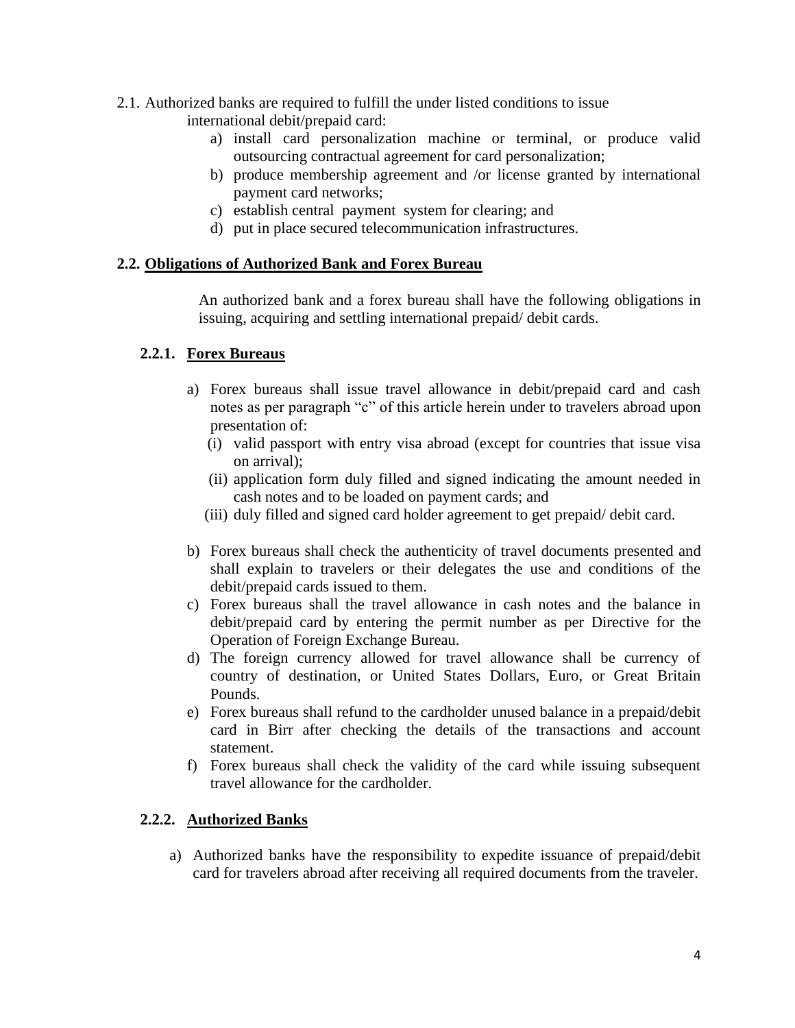2.1. Authorized banks are required to fulfill the under listed conditions to issue international debit/prepaid card:

a) install card personalization machine or terminal, or produce valid outsourcing contractual agreement for card personalization;
b) produce membership agreement and /or license granted by international payment card networks;
c) establish central payment system for clearing; and
d) put in place secured telecommunication infrastructures.

### 2.2. Obligations of Authorized Bank and Forex Bureau

An authorized bank and a forex bureau shall have the following obligations in issuing, acquiring and settling international prepaid/ debit cards.

#### 2.2.1. Forex Bureaus

a) Forex bureaus shall issue travel allowance in debit/prepaid card and cash notes as per paragraph "c" of this article herein under to travelers abroad upon presentation of:
   (i) valid passport with entry visa abroad (except for countries that issue visa on arrival);
   (ii) application form duly filled and signed indicating the amount needed in cash notes and to be loaded on payment cards; and
   (iii) duly filled and signed card holder agreement to get prepaid/ debit card.

b) Forex bureaus shall check the authenticity of travel documents presented and shall explain to travelers or their delegates the use and conditions of the debit/prepaid cards issued to them.
c) Forex bureaus shall the travel allowance in cash notes and the balance in debit/prepaid card by entering the permit number as per Directive for the Operation of Foreign Exchange Bureau.
d) The foreign currency allowed for travel allowance shall be currency of country of destination, or United States Dollars, Euro, or Great Britain Pounds.
e) Forex bureaus shall refund to the cardholder unused balance in a prepaid/debit card in Birr after checking the details of the transactions and account statement.
f) Forex bureaus shall check the validity of the card while issuing subsequent travel allowance for the cardholder.

#### 2.2.2. Authorized Banks

a) Authorized banks have the responsibility to expedite issuance of prepaid/debit card for travelers abroad after receiving all required documents from the traveler.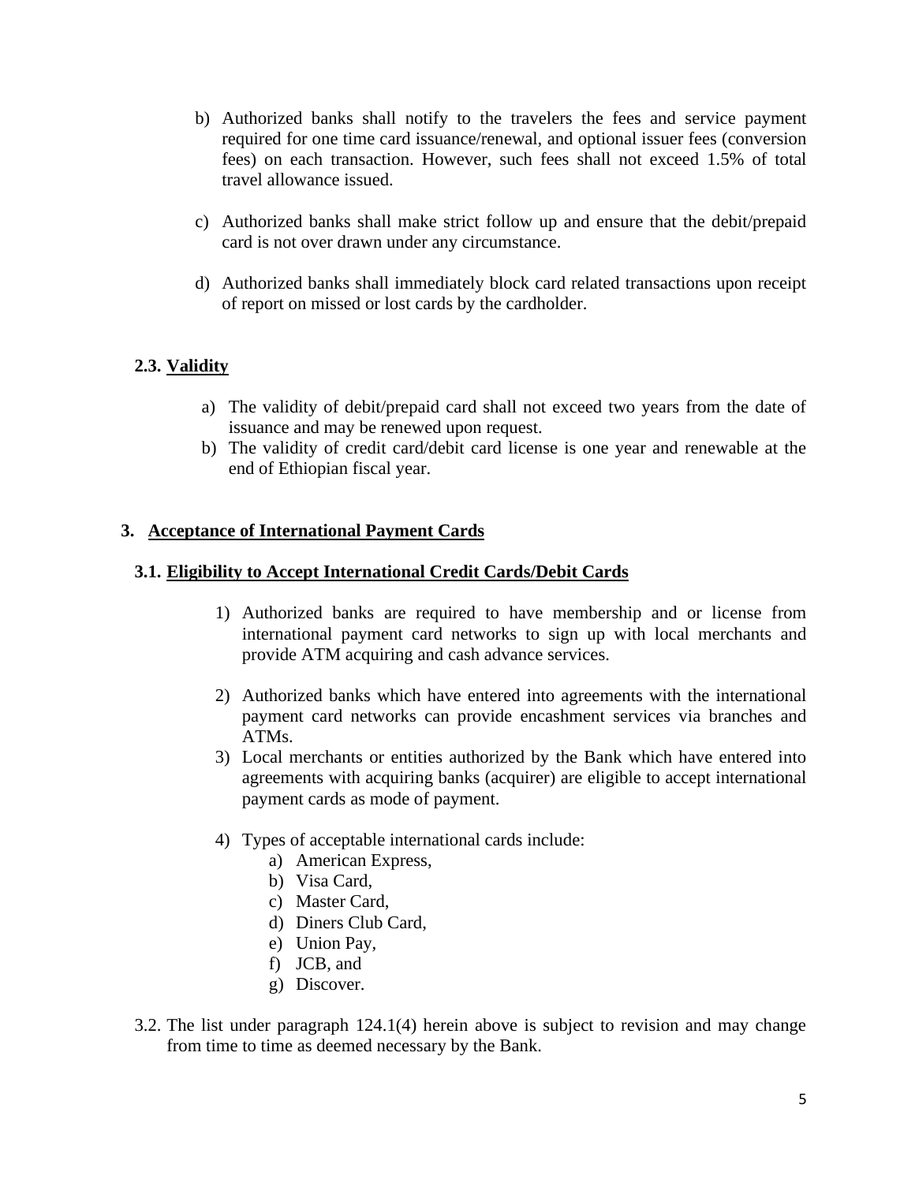b) Authorized banks shall notify to the travelers the fees and service payment required for one time card issuance/renewal, and optional issuer fees (conversion fees) on each transaction. However, such fees shall not exceed 1.5% of total travel allowance issued.

c) Authorized banks shall make strict follow up and ensure that the debit/prepaid card is not over drawn under any circumstance.

d) Authorized banks shall immediately block card related transactions upon receipt of report on missed or lost cards by the cardholder.

### 2.3. Validity

a) The validity of debit/prepaid card shall not exceed two years from the date of issuance and may be renewed upon request.
b) The validity of credit card/debit card license is one year and renewable at the end of Ethiopian fiscal year.

## 3. Acceptance of International Payment Cards

### 3.1. Eligibility to Accept International Credit Cards/Debit Cards

1) Authorized banks are required to have membership and or license from international payment card networks to sign up with local merchants and provide ATM acquiring and cash advance services.

2) Authorized banks which have entered into agreements with the international payment card networks can provide encashment services via branches and ATMs.
3) Local merchants or entities authorized by the Bank which have entered into agreements with acquiring banks (acquirer) are eligible to accept international payment cards as mode of payment.

4) Types of acceptable international cards include:
    a) American Express,
    b) Visa Card,
    c) Master Card,
    d) Diners Club Card,
    e) Union Pay,
    f) JCB, and
    g) Discover.

3.2. The list under paragraph 124.1(4) herein above is subject to revision and may change from time to time as deemed necessary by the Bank.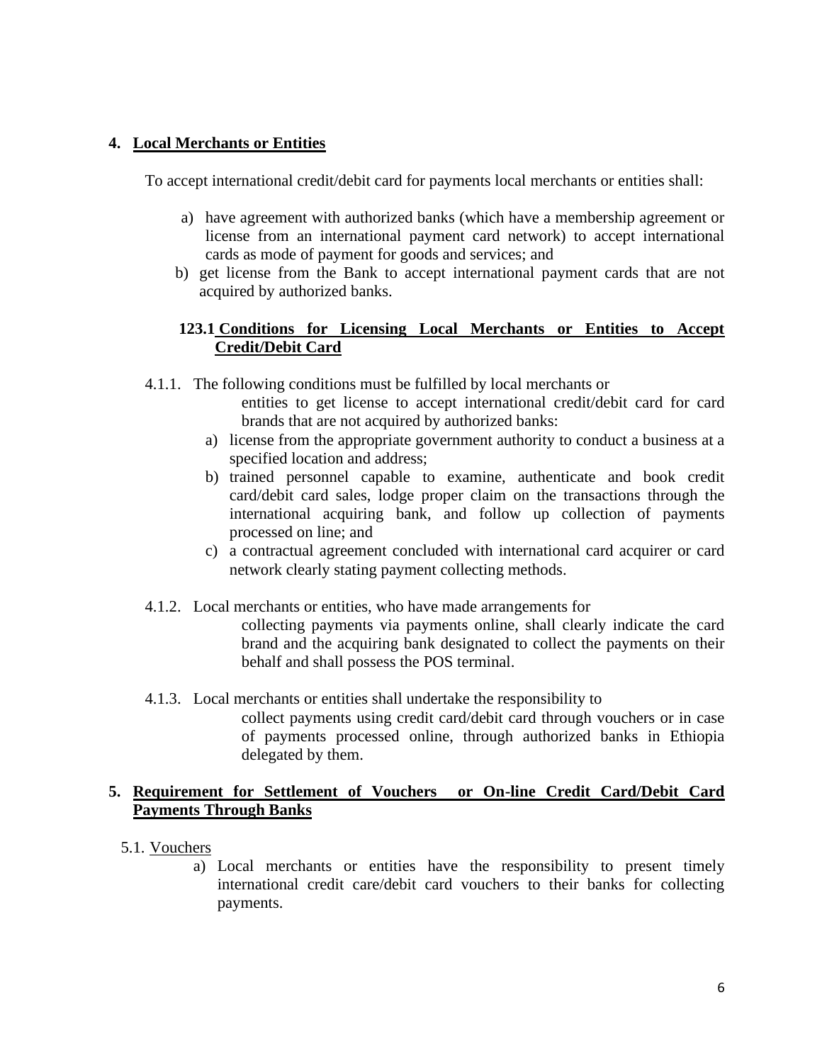## 4. Local Merchants or Entities

To accept international credit/debit card for payments local merchants or entities shall:

a) have agreement with authorized banks (which have a membership agreement or license from an international payment card network) to accept international cards as mode of payment for goods and services; and

b) get license from the Bank to accept international payment cards that are not acquired by authorized banks.

### 123.1 Conditions for Licensing Local Merchants or Entities to Accept Credit/Debit Card

4.1.1. The following conditions must be fulfilled by local merchants or entities to get license to accept international credit/debit card for card brands that are not acquired by authorized banks:

a) license from the appropriate government authority to conduct a business at a specified location and address;

b) trained personnel capable to examine, authenticate and book credit card/debit card sales, lodge proper claim on the transactions through the international acquiring bank, and follow up collection of payments processed on line; and

c) a contractual agreement concluded with international card acquirer or card network clearly stating payment collecting methods.

4.1.2. Local merchants or entities, who have made arrangements for collecting payments via payments online, shall clearly indicate the card brand and the acquiring bank designated to collect the payments on their behalf and shall possess the POS terminal.

4.1.3. Local merchants or entities shall undertake the responsibility to collect payments using credit card/debit card through vouchers or in case of payments processed online, through authorized banks in Ethiopia delegated by them.

## 5. Requirement for Settlement of Vouchers or On-line Credit Card/Debit Card Payments Through Banks

5.1. Vouchers

a) Local merchants or entities have the responsibility to present timely international credit care/debit card vouchers to their banks for collecting payments.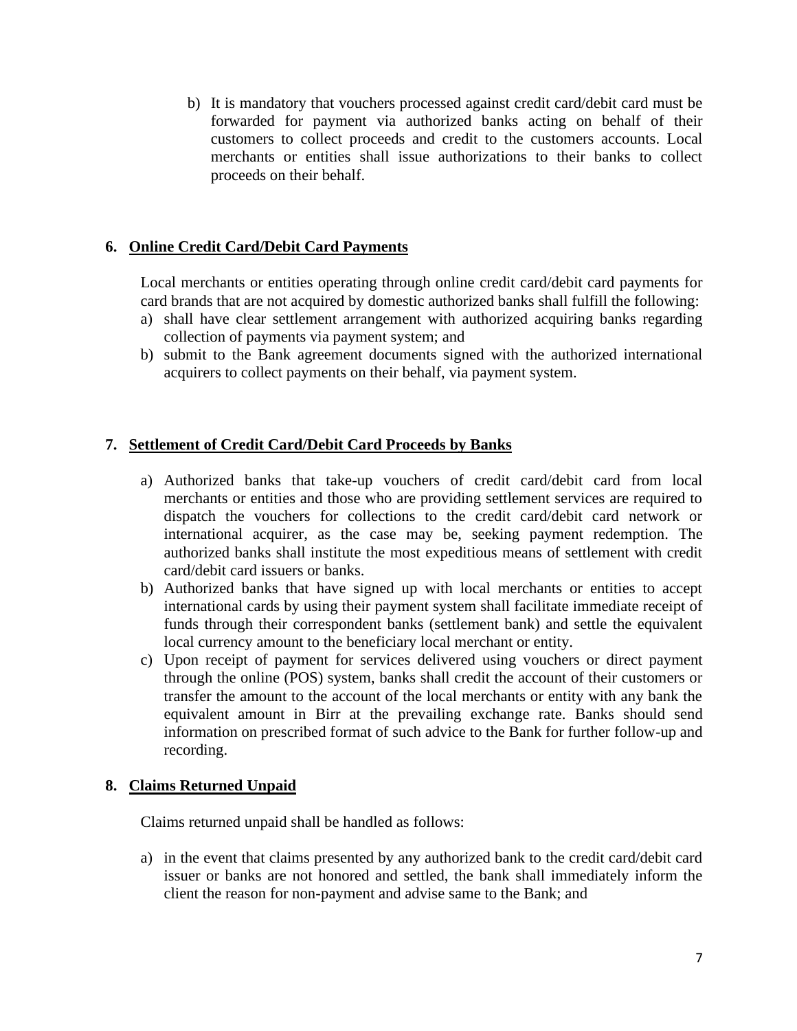b) It is mandatory that vouchers processed against credit card/debit card must be forwarded for payment via authorized banks acting on behalf of their customers to collect proceeds and credit to the customers accounts. Local merchants or entities shall issue authorizations to their banks to collect proceeds on their behalf.

## 6. Online Credit Card/Debit Card Payments

Local merchants or entities operating through online credit card/debit card payments for card brands that are not acquired by domestic authorized banks shall fulfill the following:

a) shall have clear settlement arrangement with authorized acquiring banks regarding collection of payments via payment system; and
b) submit to the Bank agreement documents signed with the authorized international acquirers to collect payments on their behalf, via payment system.

## 7. Settlement of Credit Card/Debit Card Proceeds by Banks

a) Authorized banks that take-up vouchers of credit card/debit card from local merchants or entities and those who are providing settlement services are required to dispatch the vouchers for collections to the credit card/debit card network or international acquirer, as the case may be, seeking payment redemption. The authorized banks shall institute the most expeditious means of settlement with credit card/debit card issuers or banks.
b) Authorized banks that have signed up with local merchants or entities to accept international cards by using their payment system shall facilitate immediate receipt of funds through their correspondent banks (settlement bank) and settle the equivalent local currency amount to the beneficiary local merchant or entity.
c) Upon receipt of payment for services delivered using vouchers or direct payment through the online (POS) system, banks shall credit the account of their customers or transfer the amount to the account of the local merchants or entity with any bank the equivalent amount in Birr at the prevailing exchange rate. Banks should send information on prescribed format of such advice to the Bank for further follow-up and recording.

## 8. Claims Returned Unpaid

Claims returned unpaid shall be handled as follows:

a) in the event that claims presented by any authorized bank to the credit card/debit card issuer or banks are not honored and settled, the bank shall immediately inform the client the reason for non-payment and advise same to the Bank; and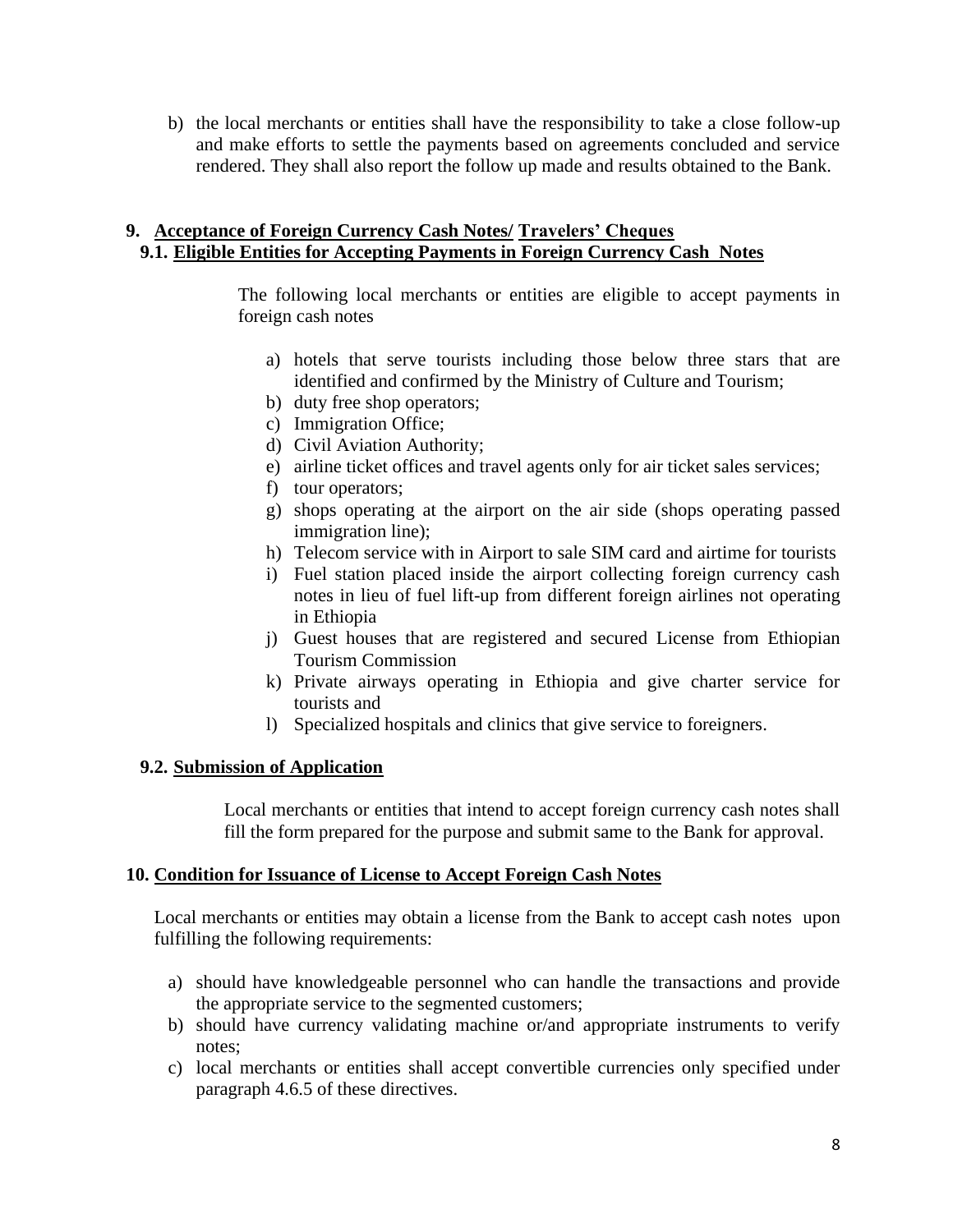b) the local merchants or entities shall have the responsibility to take a close follow-up and make efforts to settle the payments based on agreements concluded and service rendered. They shall also report the follow up made and results obtained to the Bank.

## 9. Acceptance of Foreign Currency Cash Notes/ Travelers' Cheques

### 9.1. Eligible Entities for Accepting Payments in Foreign Currency Cash Notes

The following local merchants or entities are eligible to accept payments in foreign cash notes

a) hotels that serve tourists including those below three stars that are identified and confirmed by the Ministry of Culture and Tourism;
b) duty free shop operators;
c) Immigration Office;
d) Civil Aviation Authority;
e) airline ticket offices and travel agents only for air ticket sales services;
f) tour operators;
g) shops operating at the airport on the air side (shops operating passed immigration line);
h) Telecom service with in Airport to sale SIM card and airtime for tourists
i) Fuel station placed inside the airport collecting foreign currency cash notes in lieu of fuel lift-up from different foreign airlines not operating in Ethiopia
j) Guest houses that are registered and secured License from Ethiopian Tourism Commission
k) Private airways operating in Ethiopia and give charter service for tourists and
l) Specialized hospitals and clinics that give service to foreigners.

### 9.2. Submission of Application

Local merchants or entities that intend to accept foreign currency cash notes shall fill the form prepared for the purpose and submit same to the Bank for approval.

## 10. Condition for Issuance of License to Accept Foreign Cash Notes

Local merchants or entities may obtain a license from the Bank to accept cash notes upon fulfilling the following requirements:

a) should have knowledgeable personnel who can handle the transactions and provide the appropriate service to the segmented customers;
b) should have currency validating machine or/and appropriate instruments to verify notes;
c) local merchants or entities shall accept convertible currencies only specified under paragraph 4.6.5 of these directives.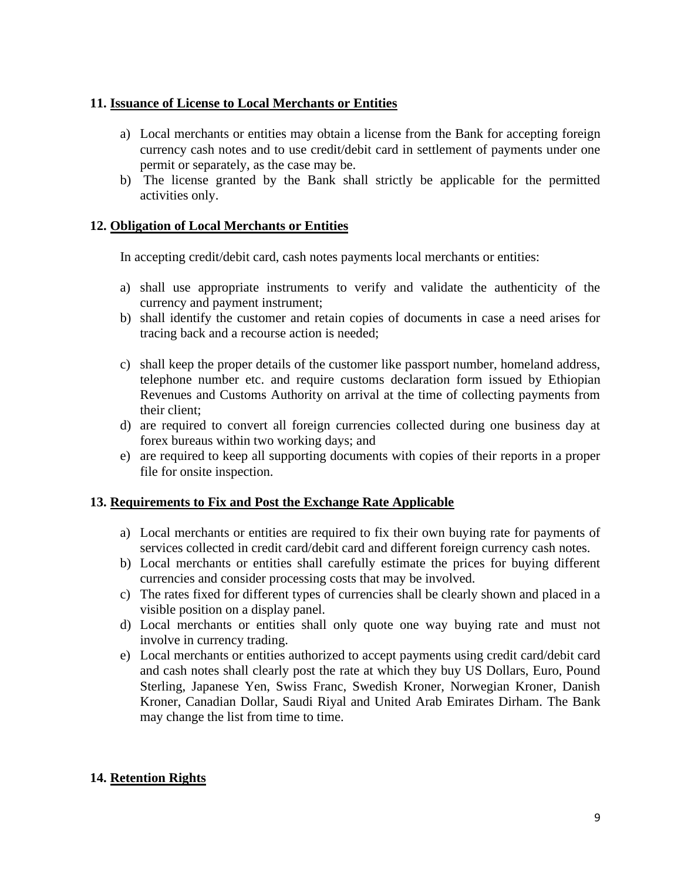## 11. Issuance of License to Local Merchants or Entities

a) Local merchants or entities may obtain a license from the Bank for accepting foreign currency cash notes and to use credit/debit card in settlement of payments under one permit or separately, as the case may be.
b) The license granted by the Bank shall strictly be applicable for the permitted activities only.

## 12. Obligation of Local Merchants or Entities

In accepting credit/debit card, cash notes payments local merchants or entities:

a) shall use appropriate instruments to verify and validate the authenticity of the currency and payment instrument;
b) shall identify the customer and retain copies of documents in case a need arises for tracing back and a recourse action is needed;
c) shall keep the proper details of the customer like passport number, homeland address, telephone number etc. and require customs declaration form issued by Ethiopian Revenues and Customs Authority on arrival at the time of collecting payments from their client;
d) are required to convert all foreign currencies collected during one business day at forex bureaus within two working days; and
e) are required to keep all supporting documents with copies of their reports in a proper file for onsite inspection.

## 13. Requirements to Fix and Post the Exchange Rate Applicable

a) Local merchants or entities are required to fix their own buying rate for payments of services collected in credit card/debit card and different foreign currency cash notes.
b) Local merchants or entities shall carefully estimate the prices for buying different currencies and consider processing costs that may be involved.
c) The rates fixed for different types of currencies shall be clearly shown and placed in a visible position on a display panel.
d) Local merchants or entities shall only quote one way buying rate and must not involve in currency trading.
e) Local merchants or entities authorized to accept payments using credit card/debit card and cash notes shall clearly post the rate at which they buy US Dollars, Euro, Pound Sterling, Japanese Yen, Swiss Franc, Swedish Kroner, Norwegian Kroner, Danish Kroner, Canadian Dollar, Saudi Riyal and United Arab Emirates Dirham. The Bank may change the list from time to time.

## 14. Retention Rights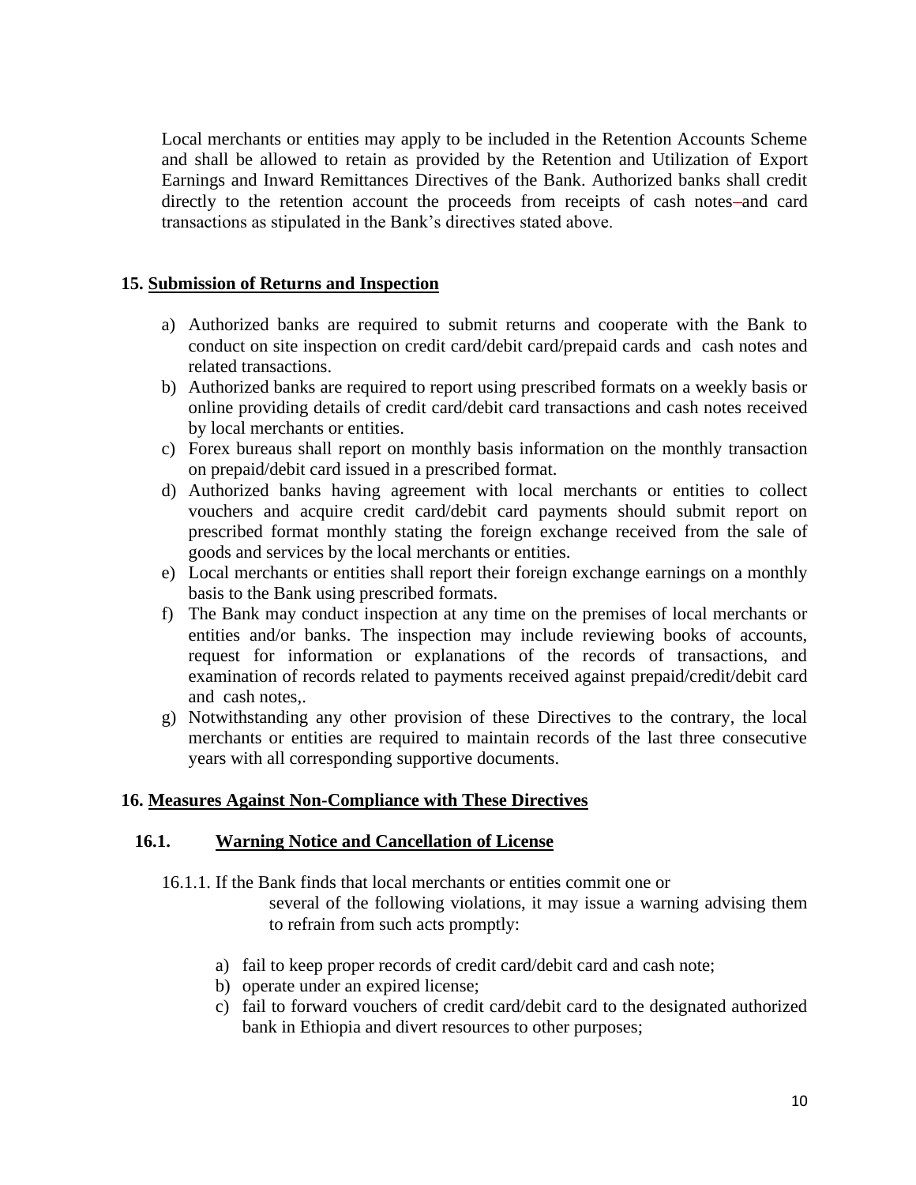Local merchants or entities may apply to be included in the Retention Accounts Scheme and shall be allowed to retain as provided by the Retention and Utilization of Export Earnings and Inward Remittances Directives of the Bank. Authorized banks shall credit directly to the retention account the proceeds from receipts of cash notes and card transactions as stipulated in the Bank's directives stated above.

## 15. Submission of Returns and Inspection

a) Authorized banks are required to submit returns and cooperate with the Bank to conduct on site inspection on credit card/debit card/prepaid cards and cash notes and related transactions.
b) Authorized banks are required to report using prescribed formats on a weekly basis or online providing details of credit card/debit card transactions and cash notes received by local merchants or entities.
c) Forex bureaus shall report on monthly basis information on the monthly transaction on prepaid/debit card issued in a prescribed format.
d) Authorized banks having agreement with local merchants or entities to collect vouchers and acquire credit card/debit card payments should submit report on prescribed format monthly stating the foreign exchange received from the sale of goods and services by the local merchants or entities.
e) Local merchants or entities shall report their foreign exchange earnings on a monthly basis to the Bank using prescribed formats.
f) The Bank may conduct inspection at any time on the premises of local merchants or entities and/or banks. The inspection may include reviewing books of accounts, request for information or explanations of the records of transactions, and examination of records related to payments received against prepaid/credit/debit card and cash notes,.
g) Notwithstanding any other provision of these Directives to the contrary, the local merchants or entities are required to maintain records of the last three consecutive years with all corresponding supportive documents.

## 16. Measures Against Non-Compliance with These Directives

### 16.1. Warning Notice and Cancellation of License

16.1.1. If the Bank finds that local merchants or entities commit one or several of the following violations, it may issue a warning advising them to refrain from such acts promptly:

a) fail to keep proper records of credit card/debit card and cash note;
b) operate under an expired license;
c) fail to forward vouchers of credit card/debit card to the designated authorized bank in Ethiopia and divert resources to other purposes;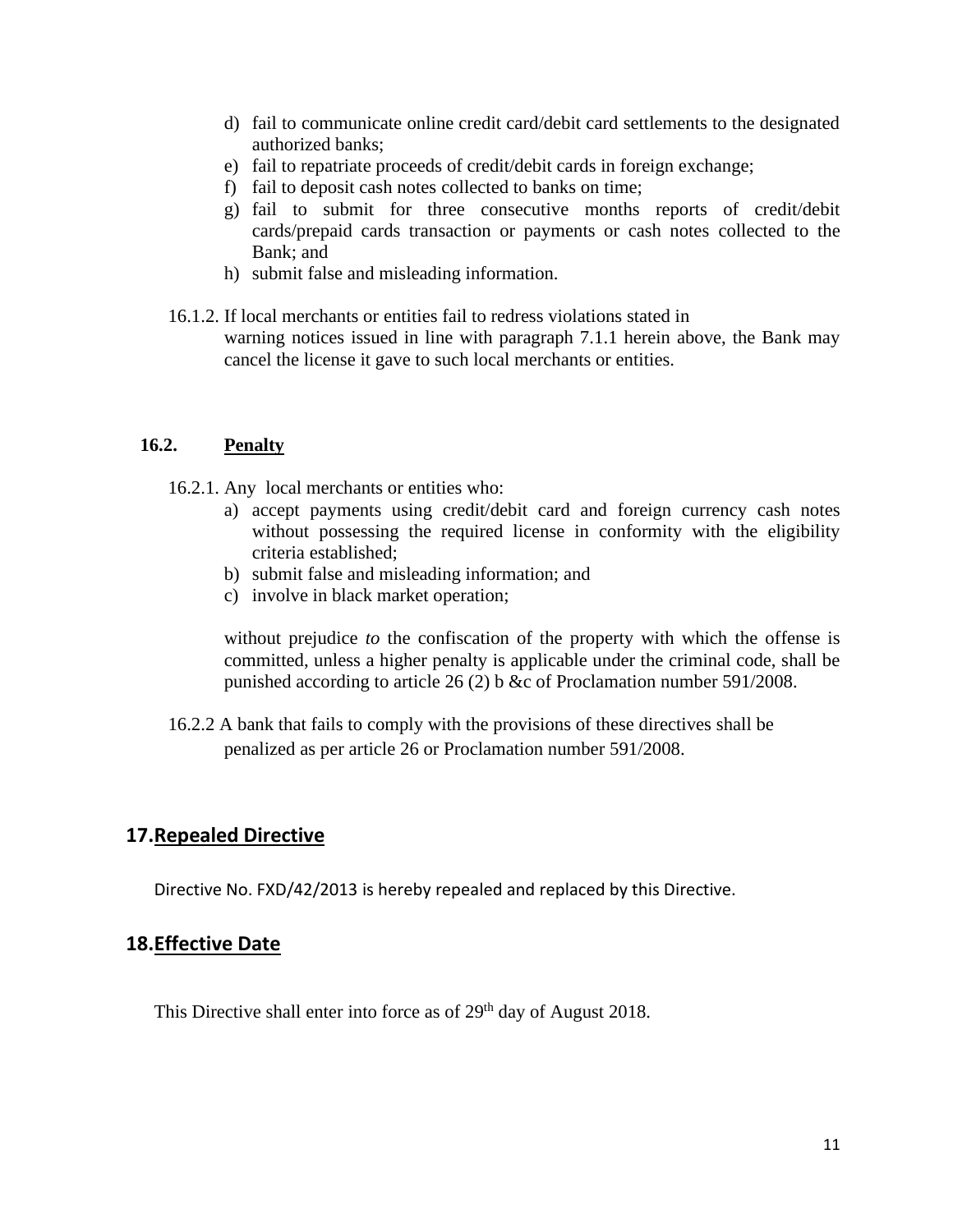d) fail to communicate online credit card/debit card settlements to the designated authorized banks;
e) fail to repatriate proceeds of credit/debit cards in foreign exchange;
f) fail to deposit cash notes collected to banks on time;
g) fail to submit for three consecutive months reports of credit/debit cards/prepaid cards transaction or payments or cash notes collected to the Bank; and
h) submit false and misleading information.

16.1.2. If local merchants or entities fail to redress violations stated in warning notices issued in line with paragraph 7.1.1 herein above, the Bank may cancel the license it gave to such local merchants or entities.

### 16.2. Penalty

16.2.1. Any local merchants or entities who:

a) accept payments using credit/debit card and foreign currency cash notes without possessing the required license in conformity with the eligibility criteria established;
b) submit false and misleading information; and
c) involve in black market operation;

without prejudice *to* the confiscation of the property with which the offense is committed, unless a higher penalty is applicable under the criminal code, shall be punished according to article 26 (2) b &c of Proclamation number 591/2008.

16.2.2 A bank that fails to comply with the provisions of these directives shall be penalized as per article 26 or Proclamation number 591/2008.

## 17. Repealed Directive

Directive No. FXD/42/2013 is hereby repealed and replaced by this Directive.

## 18. Effective Date

This Directive shall enter into force as of 29th day of August 2018.